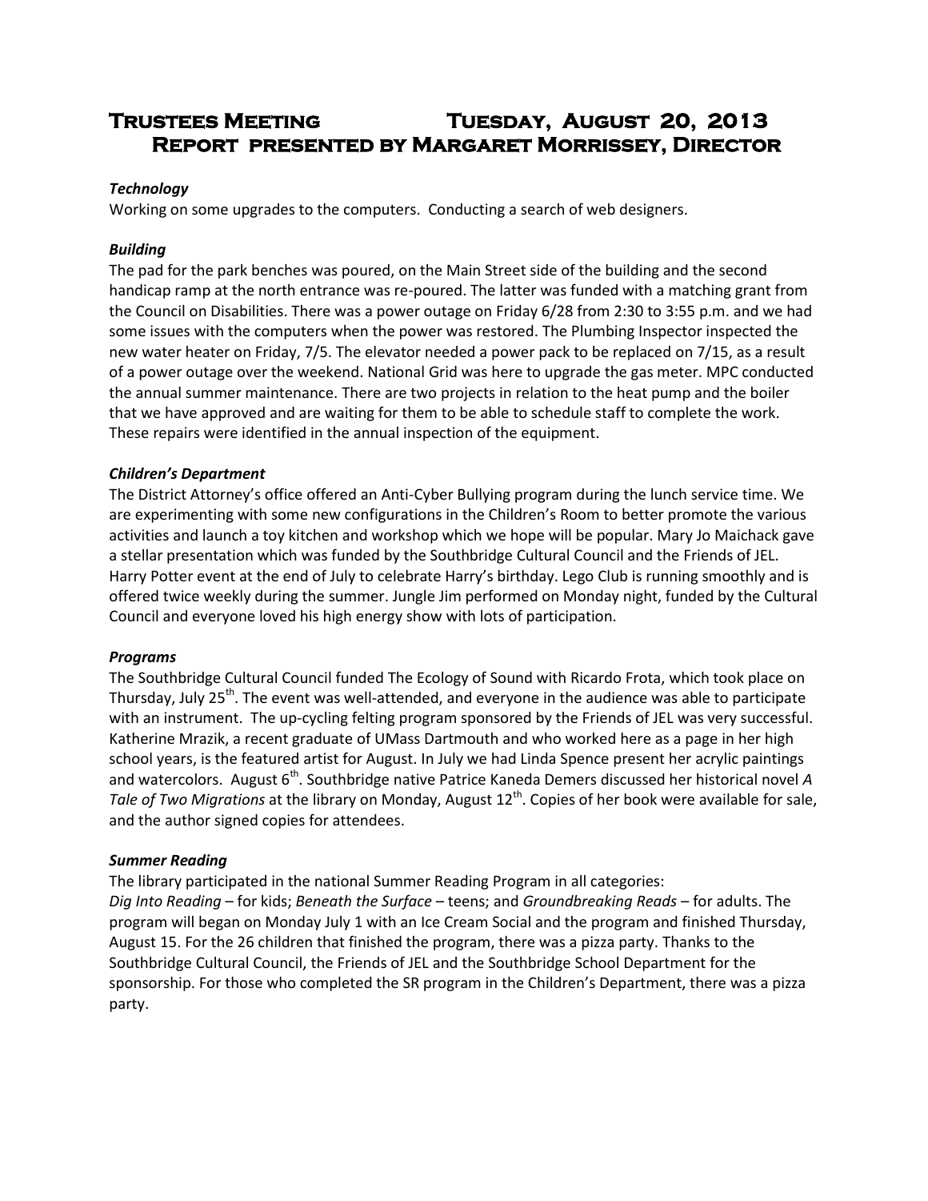# Trustees Meeting Tuesday, August 20, 2013
## Report presented by Margaret Morrissey, Director

### *Technology*

Working on some upgrades to the computers. Conducting a search of web designers.

### *Building*

The pad for the park benches was poured, on the Main Street side of the building and the second handicap ramp at the north entrance was re-poured. The latter was funded with a matching grant from the Council on Disabilities. There was a power outage on Friday 6/28 from 2:30 to 3:55 p.m. and we had some issues with the computers when the power was restored. The Plumbing Inspector inspected the new water heater on Friday, 7/5. The elevator needed a power pack to be replaced on 7/15, as a result of a power outage over the weekend. National Grid was here to upgrade the gas meter. MPC conducted the annual summer maintenance. There are two projects in relation to the heat pump and the boiler that we have approved and are waiting for them to be able to schedule staff to complete the work. These repairs were identified in the annual inspection of the equipment.

### *Children's Department*

The District Attorney's office offered an Anti-Cyber Bullying program during the lunch service time. We are experimenting with some new configurations in the Children's Room to better promote the various activities and launch a toy kitchen and workshop which we hope will be popular. Mary Jo Maichack gave a stellar presentation which was funded by the Southbridge Cultural Council and the Friends of JEL. Harry Potter event at the end of July to celebrate Harry's birthday. Lego Club is running smoothly and is offered twice weekly during the summer. Jungle Jim performed on Monday night, funded by the Cultural Council and everyone loved his high energy show with lots of participation.

### *Programs*

The Southbridge Cultural Council funded The Ecology of Sound with Ricardo Frota, which took place on Thursday, July 25th. The event was well-attended, and everyone in the audience was able to participate with an instrument. The up-cycling felting program sponsored by the Friends of JEL was very successful. Katherine Mrazik, a recent graduate of UMass Dartmouth and who worked here as a page in her high school years, is the featured artist for August. In July we had Linda Spence present her acrylic paintings and watercolors. August 6th. Southbridge native Patrice Kaneda Demers discussed her historical novel *A Tale of Two Migrations* at the library on Monday, August 12th. Copies of her book were available for sale, and the author signed copies for attendees.

### *Summer Reading*

The library participated in the national Summer Reading Program in all categories: *Dig Into Reading* – for kids; *Beneath the Surface* – teens; and *Groundbreaking Reads* – for adults. The program will began on Monday July 1 with an Ice Cream Social and the program and finished Thursday, August 15. For the 26 children that finished the program, there was a pizza party. Thanks to the Southbridge Cultural Council, the Friends of JEL and the Southbridge School Department for the sponsorship. For those who completed the SR program in the Children's Department, there was a pizza party.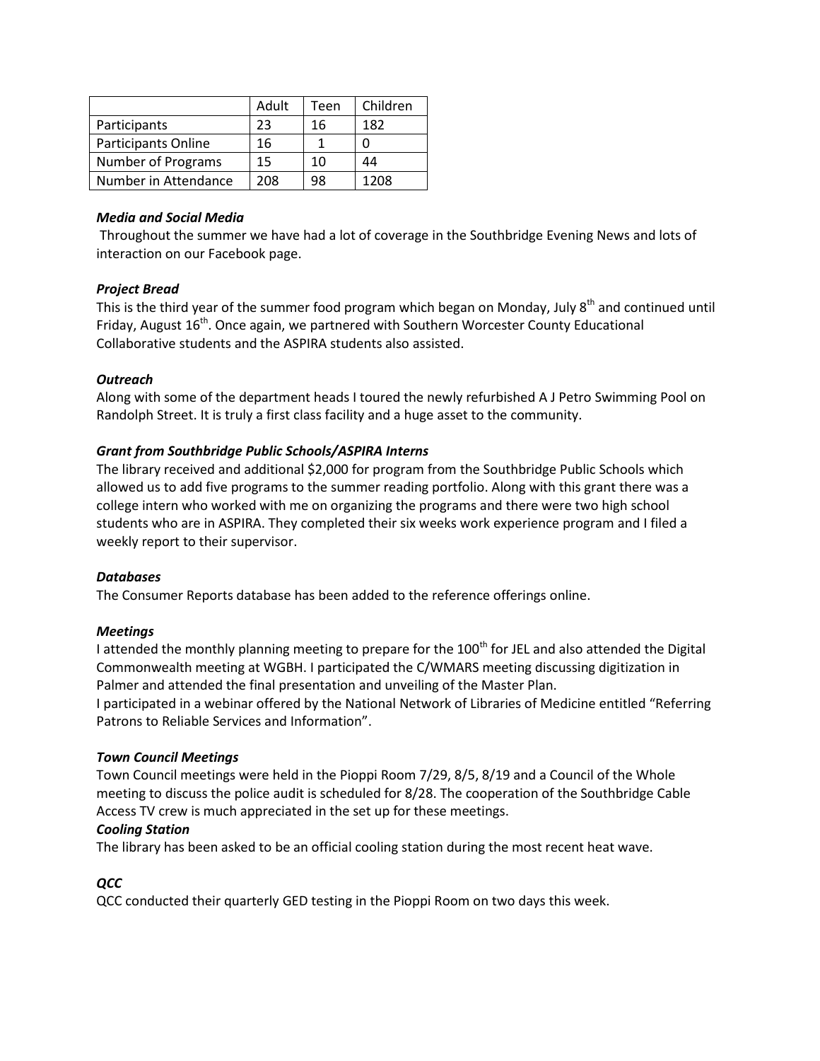| | Adult | Teen | Children |
|---|---|---|---|
| Participants | 23 | 16 | 182 |
| Participants Online | 16 | 1 | 0 |
| Number of Programs | 15 | 10 | 44 |
| Number in Attendance | 208 | 98 | 1208 |

***Media and Social Media***

Throughout the summer we have had a lot of coverage in the Southbridge Evening News and lots of interaction on our Facebook page.

***Project Bread***

This is the third year of the summer food program which began on Monday, July 8th and continued until Friday, August 16th. Once again, we partnered with Southern Worcester County Educational Collaborative students and the ASPIRA students also assisted.

***Outreach***

Along with some of the department heads I toured the newly refurbished A J Petro Swimming Pool on Randolph Street. It is truly a first class facility and a huge asset to the community.

***Grant from Southbridge Public Schools/ASPIRA Interns***

The library received and additional $2,000 for program from the Southbridge Public Schools which allowed us to add five programs to the summer reading portfolio. Along with this grant there was a college intern who worked with me on organizing the programs and there were two high school students who are in ASPIRA. They completed their six weeks work experience program and I filed a weekly report to their supervisor.

***Databases***

The Consumer Reports database has been added to the reference offerings online.

***Meetings***

I attended the monthly planning meeting to prepare for the 100th for JEL and also attended the Digital Commonwealth meeting at WGBH. I participated the C/WMARS meeting discussing digitization in Palmer and attended the final presentation and unveiling of the Master Plan.

I participated in a webinar offered by the National Network of Libraries of Medicine entitled "Referring Patrons to Reliable Services and Information".

***Town Council Meetings***

Town Council meetings were held in the Pioppi Room 7/29, 8/5, 8/19 and a Council of the Whole meeting to discuss the police audit is scheduled for 8/28. The cooperation of the Southbridge Cable Access TV crew is much appreciated in the set up for these meetings.

***Cooling Station***

The library has been asked to be an official cooling station during the most recent heat wave.

***QCC***

QCC conducted their quarterly GED testing in the Pioppi Room on two days this week.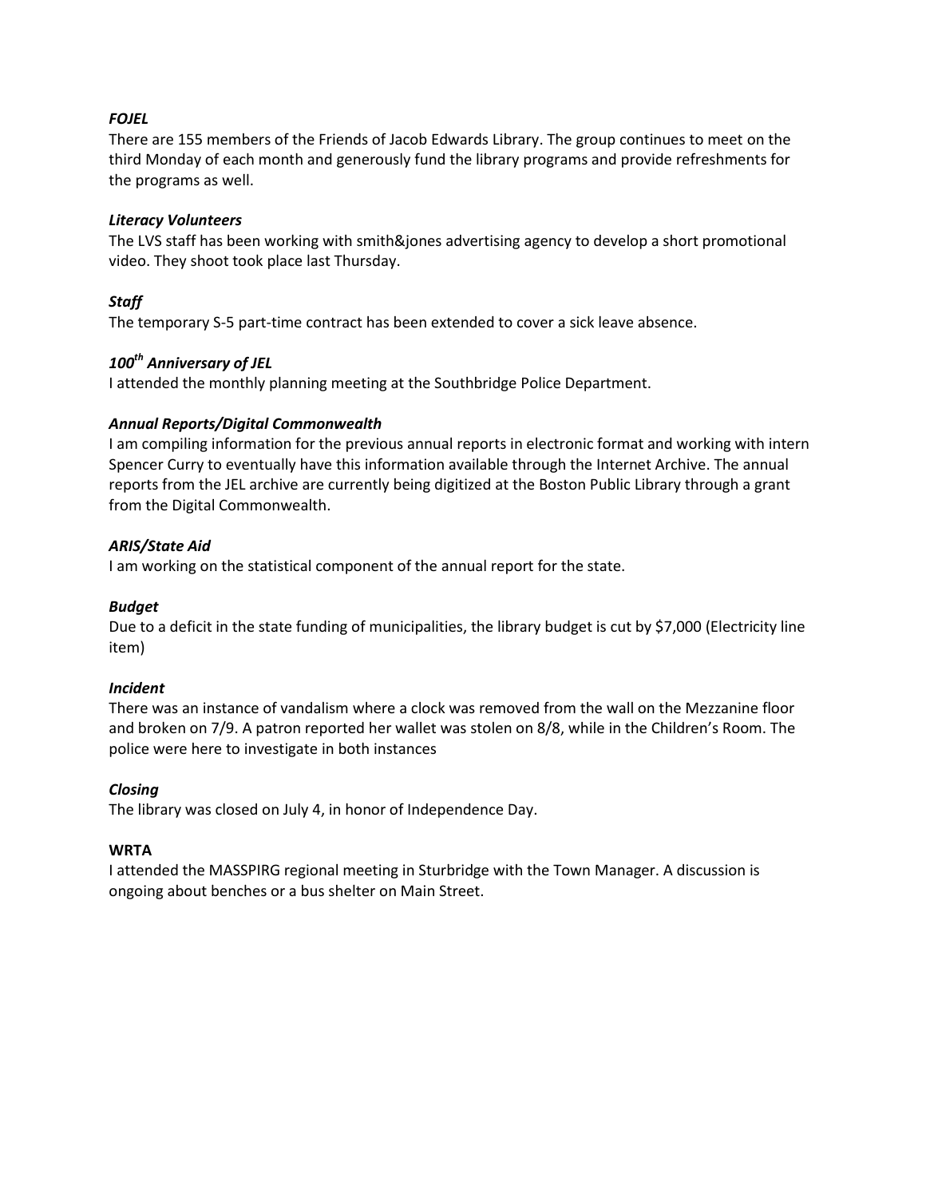***FOJEL***

There are 155 members of the Friends of Jacob Edwards Library. The group continues to meet on the third Monday of each month and generously fund the library programs and provide refreshments for the programs as well.

***Literacy Volunteers***

The LVS staff has been working with smith&jones advertising agency to develop a short promotional video. They shoot took place last Thursday.

***Staff***

The temporary S-5 part-time contract has been extended to cover a sick leave absence.

***100th Anniversary of JEL***

I attended the monthly planning meeting at the Southbridge Police Department.

***Annual Reports/Digital Commonwealth***

I am compiling information for the previous annual reports in electronic format and working with intern Spencer Curry to eventually have this information available through the Internet Archive. The annual reports from the JEL archive are currently being digitized at the Boston Public Library through a grant from the Digital Commonwealth.

***ARIS/State Aid***

I am working on the statistical component of the annual report for the state.

***Budget***

Due to a deficit in the state funding of municipalities, the library budget is cut by $7,000 (Electricity line item)

***Incident***

There was an instance of vandalism where a clock was removed from the wall on the Mezzanine floor and broken on 7/9. A patron reported her wallet was stolen on 8/8, while in the Children's Room. The police were here to investigate in both instances

***Closing***

The library was closed on July 4, in honor of Independence Day.

**WRTA**

I attended the MASSPIRG regional meeting in Sturbridge with the Town Manager. A discussion is ongoing about benches or a bus shelter on Main Street.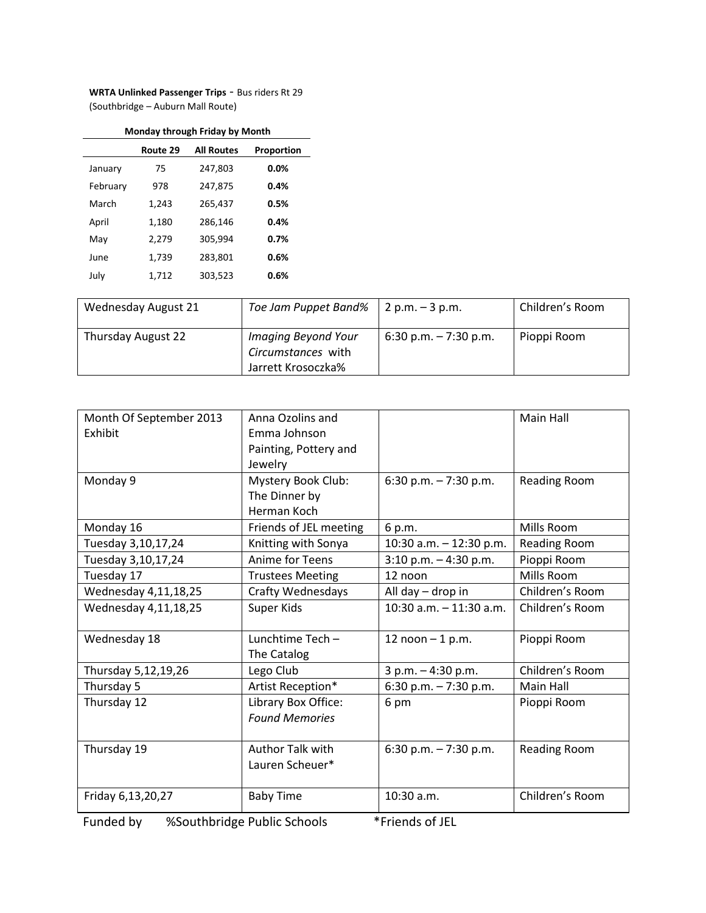**WRTA Unlinked Passenger Trips** - Bus riders Rt 29
(Southbridge – Auburn Mall Route)

**Monday through Friday by Month**

| | Route 29 | All Routes | Proportion |
|---|---|---|---|
| January | 75 | 247,803 | **0.0%** |
| February | 978 | 247,875 | **0.4%** |
| March | 1,243 | 265,437 | **0.5%** |
| April | 1,180 | 286,146 | **0.4%** |
| May | 2,279 | 305,994 | **0.7%** |
| June | 1,739 | 283,801 | **0.6%** |
| July | 1,712 | 303,523 | **0.6%** |

| | | | |
|---|---|---|---|
| Wednesday August 21 | *Toe Jam Puppet Band%* | 2 p.m. – 3 p.m. | Children's Room |
| Thursday August 22 | *Imaging Beyond Your Circumstances* with Jarrett Krosoczka% | 6:30 p.m. – 7:30 p.m. | Pioppi Room |

| | | | |
|---|---|---|---|
| Month Of September 2013 Exhibit | Anna Ozolins and Emma Johnson Painting, Pottery and Jewelry | | Main Hall |
| Monday 9 | Mystery Book Club: The Dinner by Herman Koch | 6:30 p.m. – 7:30 p.m. | Reading Room |
| Monday 16 | Friends of JEL meeting | 6 p.m. | Mills Room |
| Tuesday 3,10,17,24 | Knitting with Sonya | 10:30 a.m. – 12:30 p.m. | Reading Room |
| Tuesday 3,10,17,24 | Anime for Teens | 3:10 p.m. – 4:30 p.m. | Pioppi Room |
| Tuesday 17 | Trustees Meeting | 12 noon | Mills Room |
| Wednesday 4,11,18,25 | Crafty Wednesdays | All day – drop in | Children's Room |
| Wednesday 4,11,18,25 | Super Kids | 10:30 a.m. – 11:30 a.m. | Children's Room |
| Wednesday 18 | Lunchtime Tech – The Catalog | 12 noon – 1 p.m. | Pioppi Room |
| Thursday 5,12,19,26 | Lego Club | 3 p.m. – 4:30 p.m. | Children's Room |
| Thursday 5 | Artist Reception* | 6:30 p.m. – 7:30 p.m. | Main Hall |
| Thursday 12 | Library Box Office: *Found Memories* | 6 pm | Pioppi Room |
| Thursday 19 | Author Talk with Lauren Scheuer* | 6:30 p.m. – 7:30 p.m. | Reading Room |
| Friday 6,13,20,27 | Baby Time | 10:30 a.m. | Children's Room |

Funded by %Southbridge Public Schools *Friends of JEL